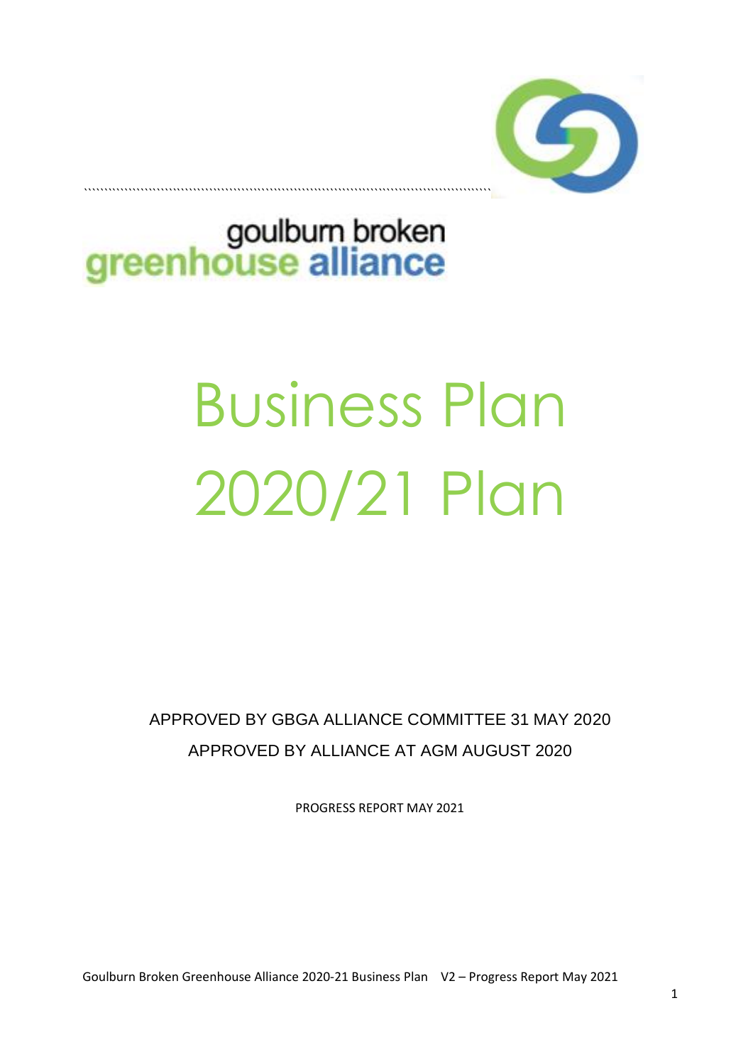goulburn broken
greenhouse alliance

# Business Plan 2020/21 Plan

APPROVED BY GBGA ALLIANCE COMMITTEE 31 MAY 2020

APPROVED BY ALLIANCE AT AGM AUGUST 2020

PROGRESS REPORT MAY 2021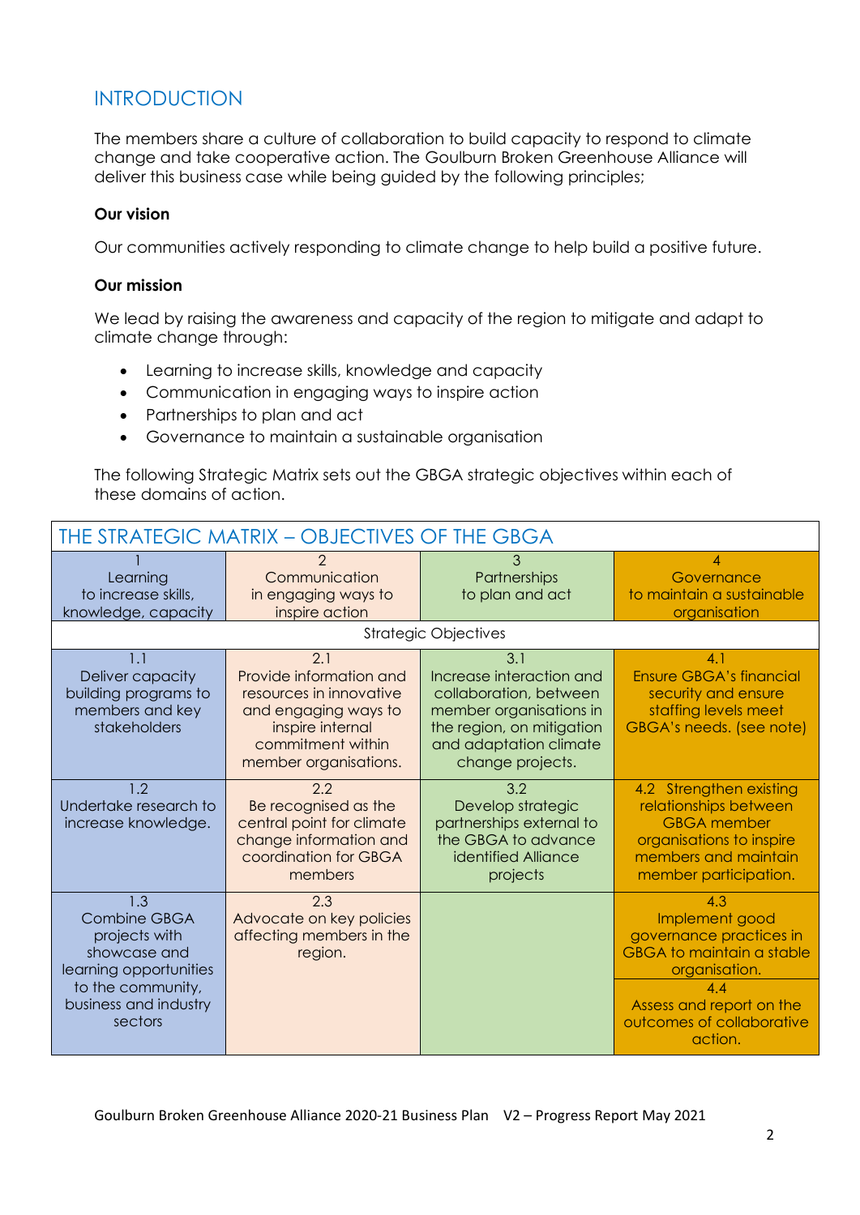## INTRODUCTION

The members share a culture of collaboration to build capacity to respond to climate change and take cooperative action. The Goulburn Broken Greenhouse Alliance will deliver this business case while being guided by the following principles;

**Our vision**

Our communities actively responding to climate change to help build a positive future.

**Our mission**

We lead by raising the awareness and capacity of the region to mitigate and adapt to climate change through:

- Learning to increase skills, knowledge and capacity
- Communication in engaging ways to inspire action
- Partnerships to plan and act
- Governance to maintain a sustainable organisation

The following Strategic Matrix sets out the GBGA strategic objectives within each of these domains of action.

| THE STRATEGIC MATRIX – OBJECTIVES OF THE GBGA | | | |
|---|---|---|---|
| 1<br>Learning<br>to increase skills, knowledge, capacity | 2<br>Communication<br>in engaging ways to inspire action | 3<br>Partnerships<br>to plan and act | 4<br>Governance<br>to maintain a sustainable organisation |
| Strategic Objectives | | | |
| 1.1<br>Deliver capacity building programs to members and key stakeholders | 2.1<br>Provide information and resources in innovative and engaging ways to inspire internal commitment within member organisations. | 3.1<br>Increase interaction and collaboration, between member organisations in the region, on mitigation and adaptation climate change projects. | 4.1<br>Ensure GBGA's financial security and ensure staffing levels meet GBGA's needs. (see note) |
| 1.2<br>Undertake research to increase knowledge. | 2.2<br>Be recognised as the central point for climate change information and coordination for GBGA members | 3.2<br>Develop strategic partnerships external to the GBGA to advance identified Alliance projects | 4.2 Strengthen existing relationships between GBGA member organisations to inspire members and maintain member participation. |
| 1.3<br>Combine GBGA projects with showcase and learning opportunities to the community, business and industry sectors | 2.3<br>Advocate on key policies affecting members in the region. | | 4.3<br>Implement good governance practices in GBGA to maintain a stable organisation.<br>4.4<br>Assess and report on the outcomes of collaborative action. |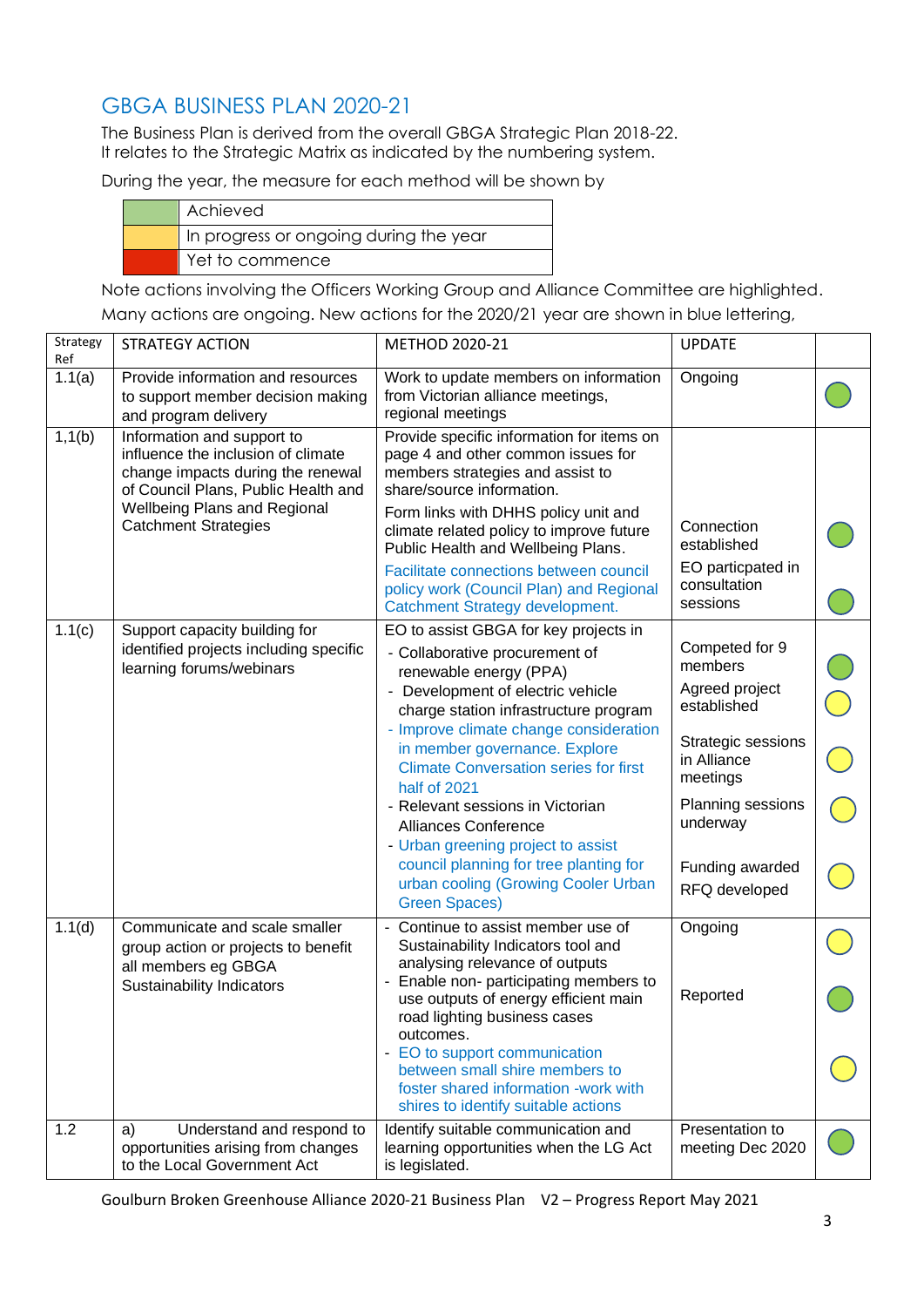## GBGA BUSINESS PLAN 2020-21

The Business Plan is derived from the overall GBGA Strategic Plan 2018-22.
It relates to the Strategic Matrix as indicated by the numbering system.

During the year, the measure for each method will be shown by

| | |
|---|---|
| (green) | Achieved |
| (yellow) | In progress or ongoing during the year |
| (red) | Yet to commence |

Note actions involving the Officers Working Group and Alliance Committee are highlighted.
Many actions are ongoing. New actions for the 2020/21 year are shown in blue lettering,

| Strategy Ref | STRATEGY ACTION | METHOD 2020-21 | UPDATE | |
|---|---|---|---|---|
| 1.1(a) | Provide information and resources to support member decision making and program delivery | Work to update members on information from Victorian alliance meetings, regional meetings | Ongoing | Green |
| 1,1(b) | Information and support to influence the inclusion of climate change impacts during the renewal of Council Plans, Public Health and Wellbeing Plans and Regional Catchment Strategies | Provide specific information for items on page 4 and other common issues for members strategies and assist to share/source information.<br>Form links with DHHS policy unit and climate related policy to improve future Public Health and Wellbeing Plans.<br>Facilitate connections between council policy work (Council Plan) and Regional Catchment Strategy development. | Connection established<br>EO particpated in consultation sessions | Green<br>Green |
| 1.1(c) | Support capacity building for identified projects including specific learning forums/webinars | EO to assist GBGA for key projects in<br>- Collaborative procurement of renewable energy (PPA)<br>- Development of electric vehicle charge station infrastructure program<br>- Improve climate change consideration in member governance. Explore Climate Conversation series for first half of 2021<br>- Relevant sessions in Victorian Alliances Conference<br>- Urban greening project to assist council planning for tree planting for urban cooling (Growing Cooler Urban Green Spaces) | Competed for 9 members<br>Agreed project established<br>Strategic sessions in Alliance meetings<br>Planning sessions underway<br>Funding awarded<br>RFQ developed | Green<br>Yellow<br>Yellow<br>Yellow<br>Yellow |
| 1.1(d) | Communicate and scale smaller group action or projects to benefit all members eg GBGA Sustainability Indicators | - Continue to assist member use of Sustainability Indicators tool and analysing relevance of outputs<br>- Enable non- participating members to use outputs of energy efficient main road lighting business cases outcomes.<br>- EO to support communication between small shire members to foster shared information -work with shires to identify suitable actions | Ongoing<br>Reported | Yellow<br>Green<br>Yellow |
| 1.2 | a) Understand and respond to opportunities arising from changes to the Local Government Act | Identify suitable communication and learning opportunities when the LG Act is legislated. | Presentation to meeting Dec 2020 | Green |

Goulburn Broken Greenhouse Alliance 2020-21 Business Plan V2 – Progress Report May 2021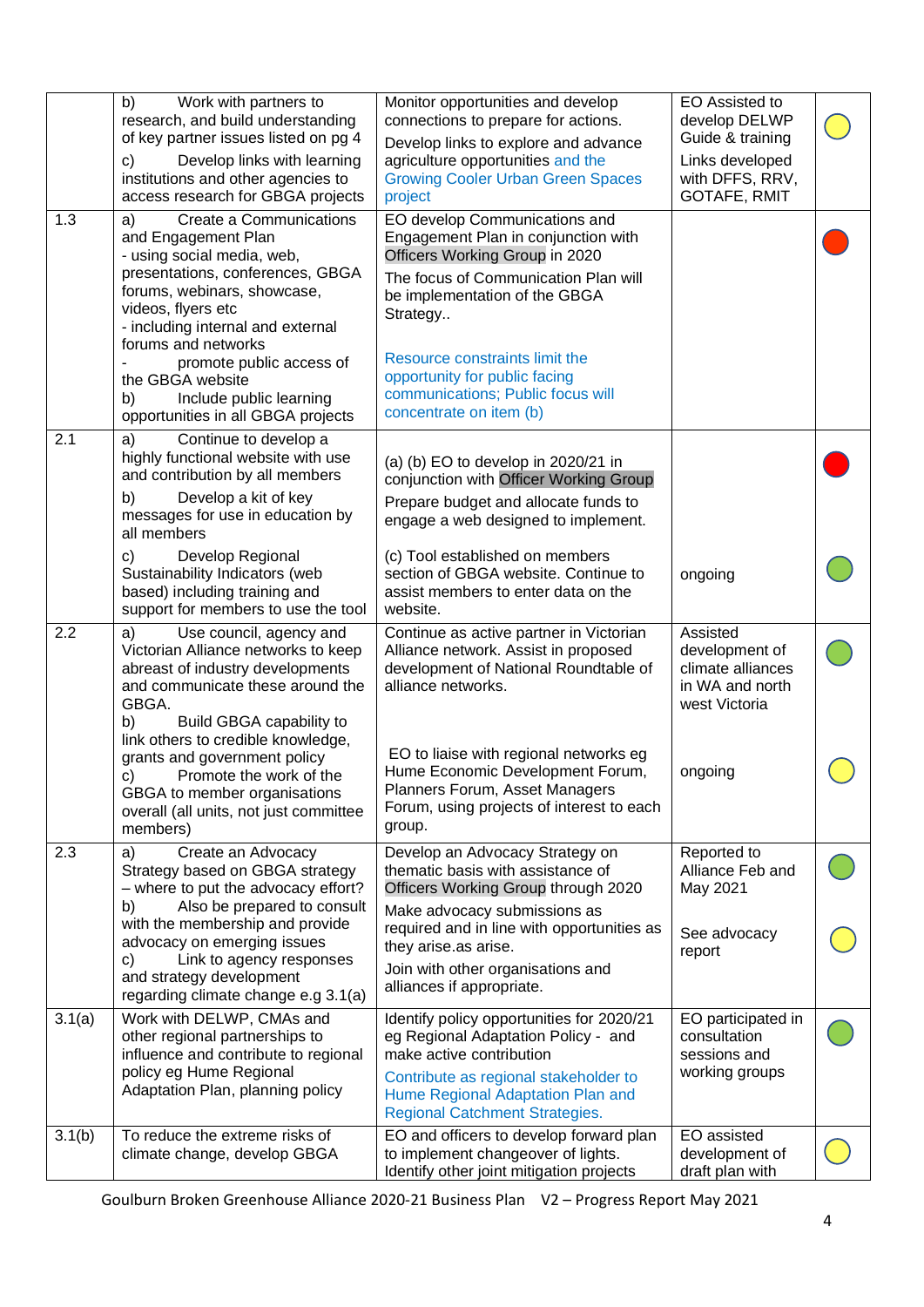| | | | | |
|---|---|---|---|---|
| | b) Work with partners to research, and build understanding of key partner issues listed on pg 4<br>c) Develop links with learning institutions and other agencies to access research for GBGA projects | Monitor opportunities and develop connections to prepare for actions.<br>Develop links to explore and advance agriculture opportunities and the Growing Cooler Urban Green Spaces project | EO Assisted to develop DELWP Guide & training<br>Links developed with DFFS, RRV, GOTAFE, RMIT | Yellow |
| 1.3 | a) Create a Communications and Engagement Plan<br>- using social media, web, presentations, conferences, GBGA forums, webinars, showcase, videos, flyers etc<br>- including internal and external forums and networks<br>- promote public access of the GBGA website<br>b) Include public learning opportunities in all GBGA projects | EO develop Communications and Engagement Plan in conjunction with Officers Working Group in 2020<br>The focus of Communication Plan will be implementation of the GBGA Strategy..<br>Resource constraints limit the opportunity for public facing communications; Public focus will concentrate on item (b) | | Red |
| 2.1 | a) Continue to develop a highly functional website with use and contribution by all members<br>b) Develop a kit of key messages for use in education by all members | (a) (b) EO to develop in 2020/21 in conjunction with Officer Working Group<br>Prepare budget and allocate funds to engage a web designed to implement. | | Red |
| | c) Develop Regional Sustainability Indicators (web based) including training and support for members to use the tool | (c) Tool established on members section of GBGA website. Continue to assist members to enter data on the website. | ongoing | Green |
| 2.2 | a) Use council, agency and Victorian Alliance networks to keep abreast of industry developments and communicate these around the GBGA. | Continue as active partner in Victorian Alliance network. Assist in proposed development of National Roundtable of alliance networks. | Assisted development of climate alliances in WA and north west Victoria | Green |
| | b) Build GBGA capability to link others to credible knowledge, grants and government policy<br>c) Promote the work of the GBGA to member organisations overall (all units, not just committee members) | EO to liaise with regional networks eg Hume Economic Development Forum, Planners Forum, Asset Managers Forum, using projects of interest to each group. | ongoing | Yellow |
| 2.3 | a) Create an Advocacy Strategy based on GBGA strategy – where to put the advocacy effort? | Develop an Advocacy Strategy on thematic basis with assistance of Officers Working Group through 2020 | Reported to Alliance Feb and May 2021 | Green |
| | b) Also be prepared to consult with the membership and provide advocacy on emerging issues<br>c) Link to agency responses and strategy development regarding climate change e.g 3.1(a) | Make advocacy submissions as required and in line with opportunities as they arise.as arise.<br>Join with other organisations and alliances if appropriate. | See advocacy report | Yellow |
| 3.1(a) | Work with DELWP, CMAs and other regional partnerships to influence and contribute to regional policy eg Hume Regional Adaptation Plan, planning policy | Identify policy opportunities for 2020/21 eg Regional Adaptation Policy - and make active contribution<br>Contribute as regional stakeholder to Hume Regional Adaptation Plan and Regional Catchment Strategies. | EO participated in consultation sessions and working groups | Green |
| 3.1(b) | To reduce the extreme risks of climate change, develop GBGA | EO and officers to develop forward plan to implement changeover of lights. Identify other joint mitigation projects | EO assisted development of draft plan with | Yellow |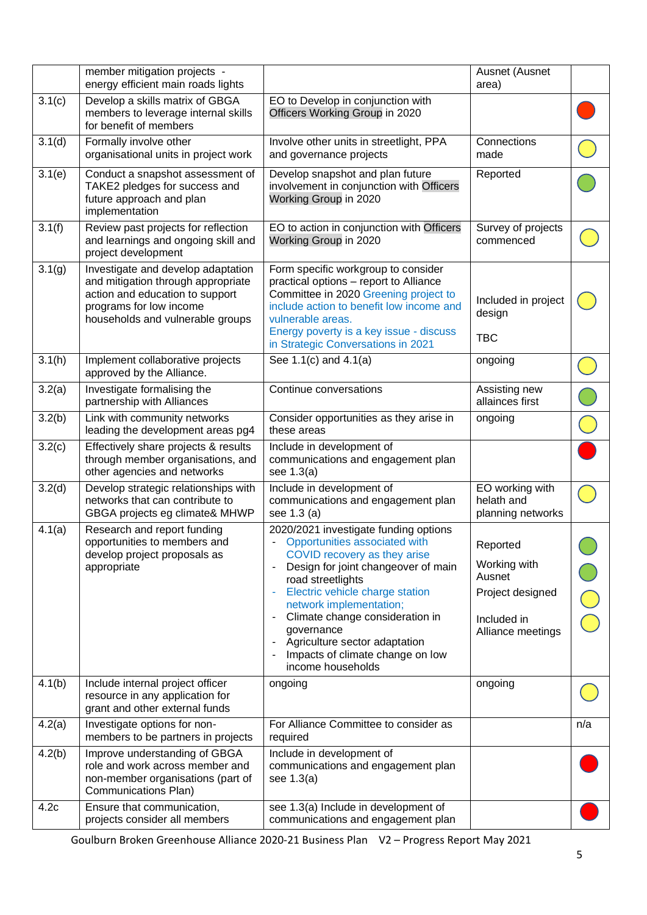|  | member mitigation projects - energy efficient main roads lights |  | Ausnet (Ausnet area) |  |
|---|---|---|---|---|
| 3.1(c) | Develop a skills matrix of GBGA members to leverage internal skills for benefit of members | EO to Develop in conjunction with Officers Working Group in 2020 |  | 🔴 |
| 3.1(d) | Formally involve other organisational units in project work | Involve other units in streetlight, PPA and governance projects | Connections made | 🟡 |
| 3.1(e) | Conduct a snapshot assessment of TAKE2 pledges for success and future approach and plan implementation | Develop snapshot and plan future involvement in conjunction with Officers Working Group in 2020 | Reported | 🟢 |
| 3.1(f) | Review past projects for reflection and learnings and ongoing skill and project development | EO to action in conjunction with Officers Working Group in 2020 | Survey of projects commenced | 🟡 |
| 3.1(g) | Investigate and develop adaptation and mitigation through appropriate action and education to support programs for low income households and vulnerable groups | Form specific workgroup to consider practical options – report to Alliance Committee in 2020 Greening project to include action to benefit low income and vulnerable areas. Energy poverty is a key issue - discuss in Strategic Conversations in 2021 | Included in project design<br>TBC | 🟡 |
| 3.1(h) | Implement collaborative projects approved by the Alliance. | See 1.1(c) and 4.1(a) | ongoing | 🟡 |
| 3.2(a) | Investigate formalising the partnership with Alliances | Continue conversations | Assisting new allainces first | 🟢 |
| 3.2(b) | Link with community networks leading the development areas pg4 | Consider opportunities as they arise in these areas | ongoing | 🟡 |
| 3.2(c) | Effectively share projects & results through member organisations, and other agencies and networks | Include in development of communications and engagement plan see 1.3(a) |  | 🔴 |
| 3.2(d) | Develop strategic relationships with networks that can contribute to GBGA projects eg climate& MHWP | Include in development of communications and engagement plan see 1.3 (a) | EO working with helath and planning networks | 🟡 |
| 4.1(a) | Research and report funding opportunities to members and develop project proposals as appropriate | 2020/2021 investigate funding options<br>- Opportunities associated with COVID recovery as they arise<br>- Design for joint changeover of main road streetlights<br>- Electric vehicle charge station network implementation;<br>- Climate change consideration in governance<br>- Agriculture sector adaptation<br>- Impacts of climate change on low income households | Reported<br>Working with Ausnet<br>Project designed<br>Included in Alliance meetings | 🟢<br>🟢<br>🟡<br>🟡 |
| 4.1(b) | Include internal project officer resource in any application for grant and other external funds | ongoing | ongoing | 🟡 |
| 4.2(a) | Investigate options for non-members to be partners in projects | For Alliance Committee to consider as required |  | n/a |
| 4.2(b) | Improve understanding of GBGA role and work across member and non-member organisations (part of Communications Plan) | Include in development of communications and engagement plan see 1.3(a) |  | 🔴 |
| 4.2c | Ensure that communication, projects consider all members | see 1.3(a) Include in development of communications and engagement plan |  | 🔴 |

Goulburn Broken Greenhouse Alliance 2020-21 Business Plan V2 – Progress Report May 2021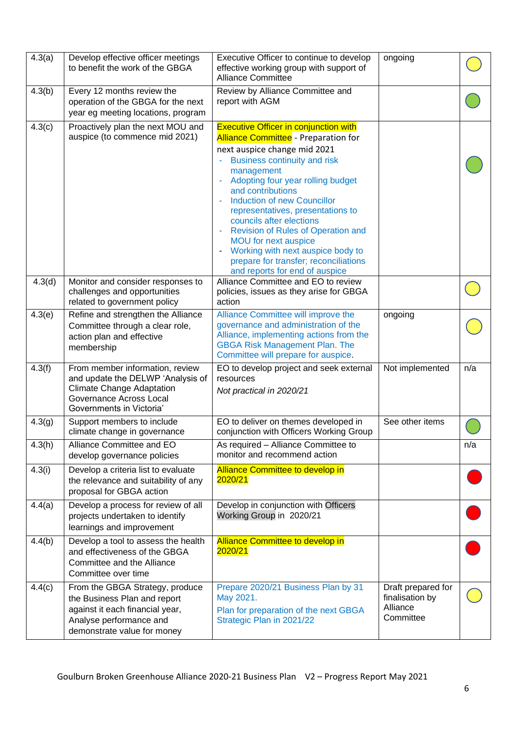| | | | | |
|---|---|---|---|---|
| 4.3(a) | Develop effective officer meetings to benefit the work of the GBGA | Executive Officer to continue to develop effective working group with support of Alliance Committee | ongoing | |
| 4.3(b) | Every 12 months review the operation of the GBGA for the next year eg meeting locations, program | Review by Alliance Committee and report with AGM | | |
| 4.3(c) | Proactively plan the next MOU and auspice (to commence mid 2021) | Executive Officer in conjunction with Alliance Committee - Preparation for next auspice change mid 2021<br>- Business continuity and risk management<br>- Adopting four year rolling budget and contributions<br>- Induction of new Councillor representatives, presentations to councils after elections<br>- Revision of Rules of Operation and MOU for next auspice<br>- Working with next auspice body to prepare for transfer; reconciliations and reports for end of auspice | | |
| 4.3(d) | Monitor and consider responses to challenges and opportunities related to government policy | Alliance Committee and EO to review policies, issues as they arise for GBGA action | | |
| 4.3(e) | Refine and strengthen the Alliance Committee through a clear role, action plan and effective membership | Alliance Committee will improve the governance and administration of the Alliance, implementing actions from the GBGA Risk Management Plan. The Committee will prepare for auspice. | ongoing | |
| 4.3(f) | From member information, review and update the DELWP 'Analysis of Climate Change Adaptation Governance Across Local Governments in Victoria' | EO to develop project and seek external resources<br>*Not practical in 2020/21* | Not implemented | n/a |
| 4.3(g) | Support members to include climate change in governance | EO to deliver on themes developed in conjunction with Officers Working Group | See other items | |
| 4.3(h) | Alliance Committee and EO develop governance policies | As required – Alliance Committee to monitor and recommend action | | n/a |
| 4.3(i) | Develop a criteria list to evaluate the relevance and suitability of any proposal for GBGA action | Alliance Committee to develop in 2020/21 | | |
| 4.4(a) | Develop a process for review of all projects undertaken to identify learnings and improvement | Develop in conjunction with Officers Working Group in 2020/21 | | |
| 4.4(b) | Develop a tool to assess the health and effectiveness of the GBGA Committee and the Alliance Committee over time | Alliance Committee to develop in 2020/21 | | |
| 4.4(c) | From the GBGA Strategy, produce the Business Plan and report against it each financial year, Analyse performance and demonstrate value for money | Prepare 2020/21 Business Plan by 31 May 2021.<br>Plan for preparation of the next GBGA Strategic Plan in 2021/22 | Draft prepared for finalisation by Alliance Committee | |